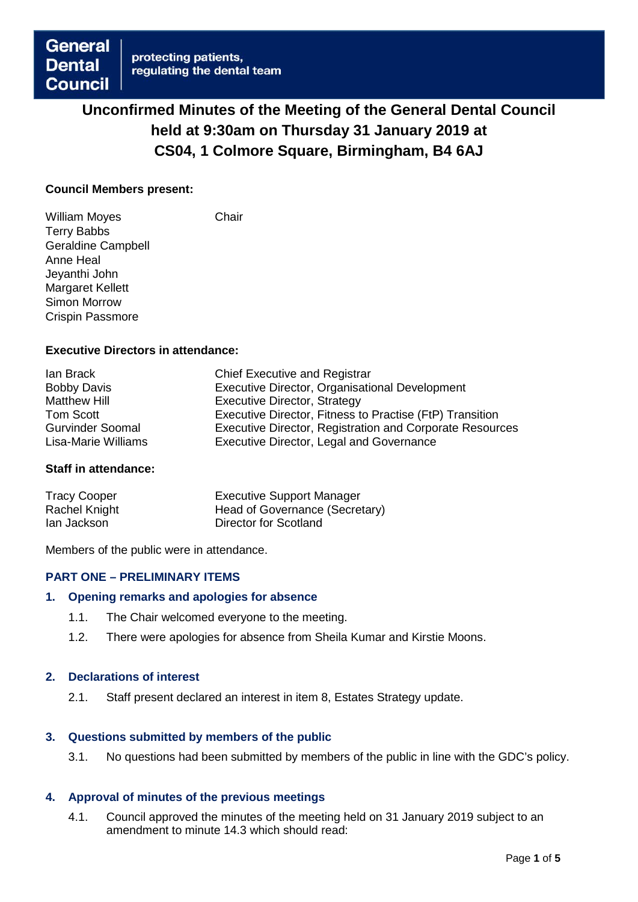**General Dental Council** | protecting patients, regulating the dental team

# Unconfirmed Minutes of the Meeting of the General Dental Council held at 9:30am on Thursday 31 January 2019 at CS04, 1 Colmore Square, Birmingham, B4 6AJ

**Council Members present:**

| | |
|---|---|
| William Moyes | Chair |
| Terry Babbs | |
| Geraldine Campbell | |
| Anne Heal | |
| Jeyanthi John | |
| Margaret Kellett | |
| Simon Morrow | |
| Crispin Passmore | |

**Executive Directors in attendance:**

| | |
|---|---|
| Ian Brack | Chief Executive and Registrar |
| Bobby Davis | Executive Director, Organisational Development |
| Matthew Hill | Executive Director, Strategy |
| Tom Scott | Executive Director, Fitness to Practise (FtP) Transition |
| Gurvinder Soomal | Executive Director, Registration and Corporate Resources |
| Lisa-Marie Williams | Executive Director, Legal and Governance |

**Staff in attendance:**

| | |
|---|---|
| Tracy Cooper | Executive Support Manager |
| Rachel Knight | Head of Governance (Secretary) |
| Ian Jackson | Director for Scotland |

Members of the public were in attendance.

## PART ONE – PRELIMINARY ITEMS

### 1. Opening remarks and apologies for absence

1.1. The Chair welcomed everyone to the meeting.

1.2. There were apologies for absence from Sheila Kumar and Kirstie Moons.

### 2. Declarations of interest

2.1. Staff present declared an interest in item 8, Estates Strategy update.

### 3. Questions submitted by members of the public

3.1. No questions had been submitted by members of the public in line with the GDC's policy.

### 4. Approval of minutes of the previous meetings

4.1. Council approved the minutes of the meeting held on 31 January 2019 subject to an amendment to minute 14.3 which should read: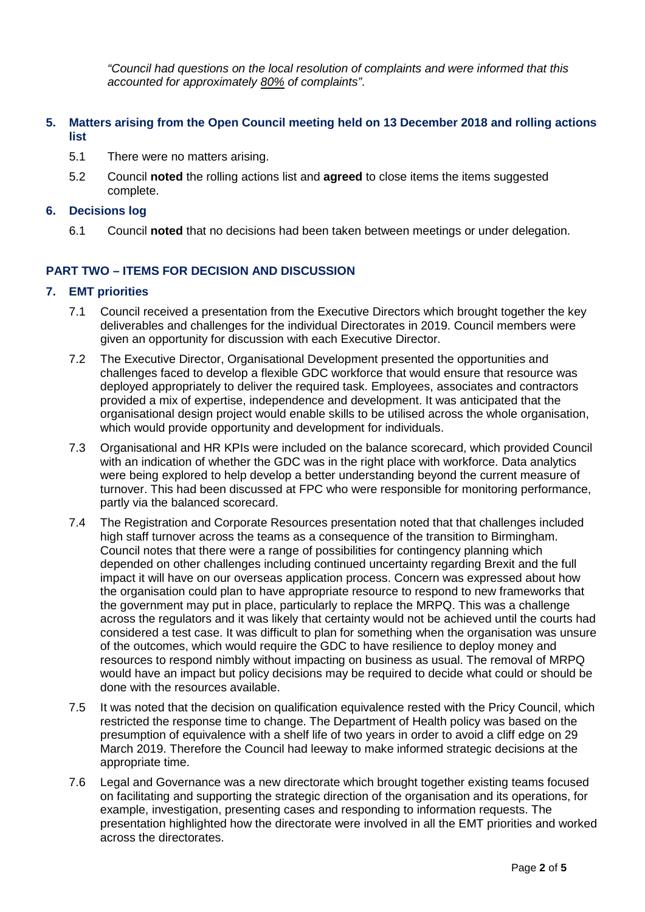*"Council had questions on the local resolution of complaints and were informed that this accounted for approximately 80% of complaints"*.

## 5. Matters arising from the Open Council meeting held on 13 December 2018 and rolling actions list

5.1 There were no matters arising.

5.2 Council **noted** the rolling actions list and **agreed** to close items the items suggested complete.

## 6. Decisions log

6.1 Council **noted** that no decisions had been taken between meetings or under delegation.

## PART TWO – ITEMS FOR DECISION AND DISCUSSION

## 7. EMT priorities

7.1 Council received a presentation from the Executive Directors which brought together the key deliverables and challenges for the individual Directorates in 2019. Council members were given an opportunity for discussion with each Executive Director.

7.2 The Executive Director, Organisational Development presented the opportunities and challenges faced to develop a flexible GDC workforce that would ensure that resource was deployed appropriately to deliver the required task. Employees, associates and contractors provided a mix of expertise, independence and development. It was anticipated that the organisational design project would enable skills to be utilised across the whole organisation, which would provide opportunity and development for individuals.

7.3 Organisational and HR KPIs were included on the balance scorecard, which provided Council with an indication of whether the GDC was in the right place with workforce. Data analytics were being explored to help develop a better understanding beyond the current measure of turnover. This had been discussed at FPC who were responsible for monitoring performance, partly via the balanced scorecard.

7.4 The Registration and Corporate Resources presentation noted that that challenges included high staff turnover across the teams as a consequence of the transition to Birmingham. Council notes that there were a range of possibilities for contingency planning which depended on other challenges including continued uncertainty regarding Brexit and the full impact it will have on our overseas application process. Concern was expressed about how the organisation could plan to have appropriate resource to respond to new frameworks that the government may put in place, particularly to replace the MRPQ. This was a challenge across the regulators and it was likely that certainty would not be achieved until the courts had considered a test case. It was difficult to plan for something when the organisation was unsure of the outcomes, which would require the GDC to have resilience to deploy money and resources to respond nimbly without impacting on business as usual. The removal of MRPQ would have an impact but policy decisions may be required to decide what could or should be done with the resources available.

7.5 It was noted that the decision on qualification equivalence rested with the Pricy Council, which restricted the response time to change. The Department of Health policy was based on the presumption of equivalence with a shelf life of two years in order to avoid a cliff edge on 29 March 2019. Therefore the Council had leeway to make informed strategic decisions at the appropriate time.

7.6 Legal and Governance was a new directorate which brought together existing teams focused on facilitating and supporting the strategic direction of the organisation and its operations, for example, investigation, presenting cases and responding to information requests. The presentation highlighted how the directorate were involved in all the EMT priorities and worked across the directorates.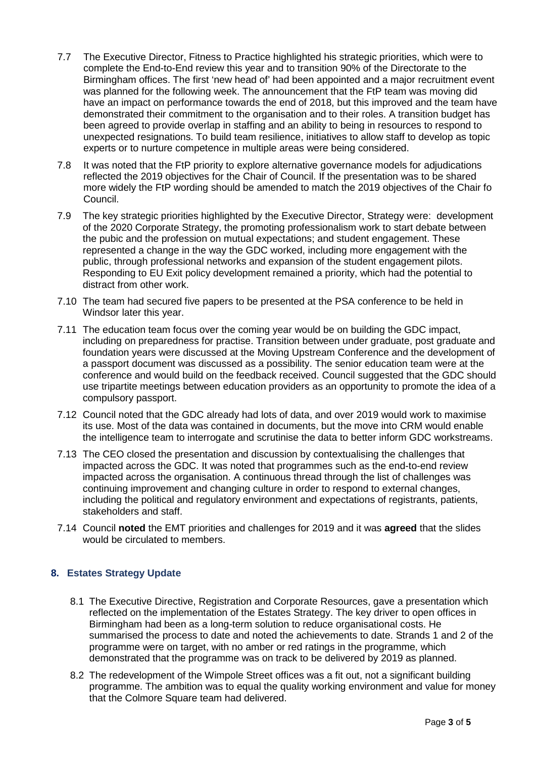7.7 The Executive Director, Fitness to Practice highlighted his strategic priorities, which were to complete the End-to-End review this year and to transition 90% of the Directorate to the Birmingham offices. The first 'new head of' had been appointed and a major recruitment event was planned for the following week. The announcement that the FtP team was moving did have an impact on performance towards the end of 2018, but this improved and the team have demonstrated their commitment to the organisation and to their roles. A transition budget has been agreed to provide overlap in staffing and an ability to being in resources to respond to unexpected resignations. To build team resilience, initiatives to allow staff to develop as topic experts or to nurture competence in multiple areas were being considered.

7.8 It was noted that the FtP priority to explore alternative governance models for adjudications reflected the 2019 objectives for the Chair of Council. If the presentation was to be shared more widely the FtP wording should be amended to match the 2019 objectives of the Chair fo Council.

7.9 The key strategic priorities highlighted by the Executive Director, Strategy were: development of the 2020 Corporate Strategy, the promoting professionalism work to start debate between the pubic and the profession on mutual expectations; and student engagement. These represented a change in the way the GDC worked, including more engagement with the public, through professional networks and expansion of the student engagement pilots. Responding to EU Exit policy development remained a priority, which had the potential to distract from other work.

7.10 The team had secured five papers to be presented at the PSA conference to be held in Windsor later this year.

7.11 The education team focus over the coming year would be on building the GDC impact, including on preparedness for practise. Transition between under graduate, post graduate and foundation years were discussed at the Moving Upstream Conference and the development of a passport document was discussed as a possibility. The senior education team were at the conference and would build on the feedback received. Council suggested that the GDC should use tripartite meetings between education providers as an opportunity to promote the idea of a compulsory passport.

7.12 Council noted that the GDC already had lots of data, and over 2019 would work to maximise its use. Most of the data was contained in documents, but the move into CRM would enable the intelligence team to interrogate and scrutinise the data to better inform GDC workstreams.

7.13 The CEO closed the presentation and discussion by contextualising the challenges that impacted across the GDC. It was noted that programmes such as the end-to-end review impacted across the organisation. A continuous thread through the list of challenges was continuing improvement and changing culture in order to respond to external changes, including the political and regulatory environment and expectations of registrants, patients, stakeholders and staff.

7.14 Council **noted** the EMT priorities and challenges for 2019 and it was **agreed** that the slides would be circulated to members.

## 8. Estates Strategy Update

8.1 The Executive Directive, Registration and Corporate Resources, gave a presentation which reflected on the implementation of the Estates Strategy. The key driver to open offices in Birmingham had been as a long-term solution to reduce organisational costs. He summarised the process to date and noted the achievements to date. Strands 1 and 2 of the programme were on target, with no amber or red ratings in the programme, which demonstrated that the programme was on track to be delivered by 2019 as planned.

8.2 The redevelopment of the Wimpole Street offices was a fit out, not a significant building programme. The ambition was to equal the quality working environment and value for money that the Colmore Square team had delivered.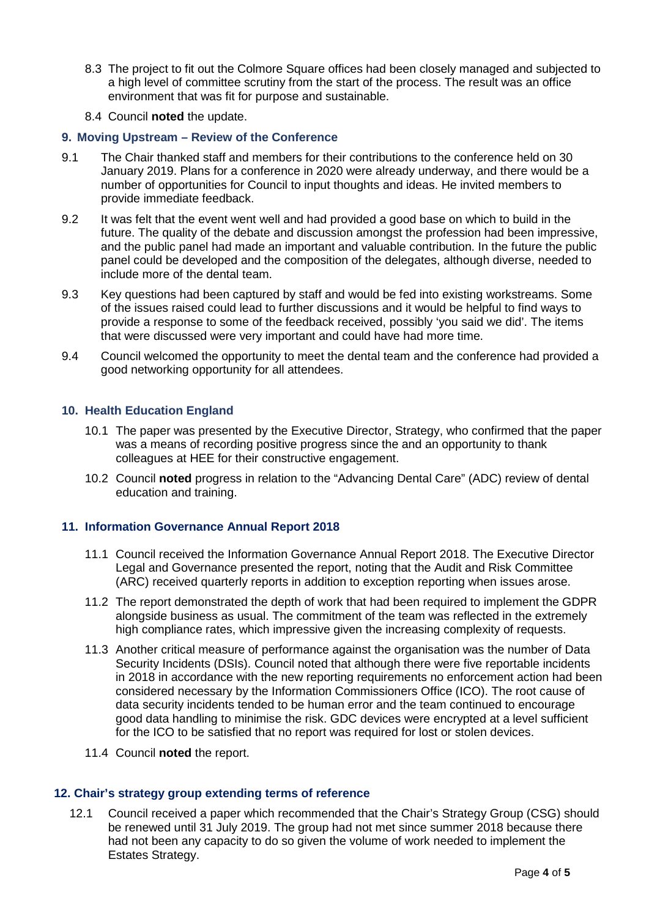8.3 The project to fit out the Colmore Square offices had been closely managed and subjected to a high level of committee scrutiny from the start of the process. The result was an office environment that was fit for purpose and sustainable.

8.4 Council **noted** the update.

## 9. Moving Upstream – Review of the Conference

9.1 The Chair thanked staff and members for their contributions to the conference held on 30 January 2019. Plans for a conference in 2020 were already underway, and there would be a number of opportunities for Council to input thoughts and ideas. He invited members to provide immediate feedback.

9.2 It was felt that the event went well and had provided a good base on which to build in the future. The quality of the debate and discussion amongst the profession had been impressive, and the public panel had made an important and valuable contribution. In the future the public panel could be developed and the composition of the delegates, although diverse, needed to include more of the dental team.

9.3 Key questions had been captured by staff and would be fed into existing workstreams. Some of the issues raised could lead to further discussions and it would be helpful to find ways to provide a response to some of the feedback received, possibly 'you said we did'. The items that were discussed were very important and could have had more time.

9.4 Council welcomed the opportunity to meet the dental team and the conference had provided a good networking opportunity for all attendees.

## 10. Health Education England

10.1 The paper was presented by the Executive Director, Strategy, who confirmed that the paper was a means of recording positive progress since the and an opportunity to thank colleagues at HEE for their constructive engagement.

10.2 Council **noted** progress in relation to the "Advancing Dental Care" (ADC) review of dental education and training.

## 11. Information Governance Annual Report 2018

11.1 Council received the Information Governance Annual Report 2018. The Executive Director Legal and Governance presented the report, noting that the Audit and Risk Committee (ARC) received quarterly reports in addition to exception reporting when issues arose.

11.2 The report demonstrated the depth of work that had been required to implement the GDPR alongside business as usual. The commitment of the team was reflected in the extremely high compliance rates, which impressive given the increasing complexity of requests.

11.3 Another critical measure of performance against the organisation was the number of Data Security Incidents (DSIs). Council noted that although there were five reportable incidents in 2018 in accordance with the new reporting requirements no enforcement action had been considered necessary by the Information Commissioners Office (ICO). The root cause of data security incidents tended to be human error and the team continued to encourage good data handling to minimise the risk. GDC devices were encrypted at a level sufficient for the ICO to be satisfied that no report was required for lost or stolen devices.

11.4 Council **noted** the report.

## 12. Chair's strategy group extending terms of reference

12.1 Council received a paper which recommended that the Chair's Strategy Group (CSG) should be renewed until 31 July 2019. The group had not met since summer 2018 because there had not been any capacity to do so given the volume of work needed to implement the Estates Strategy.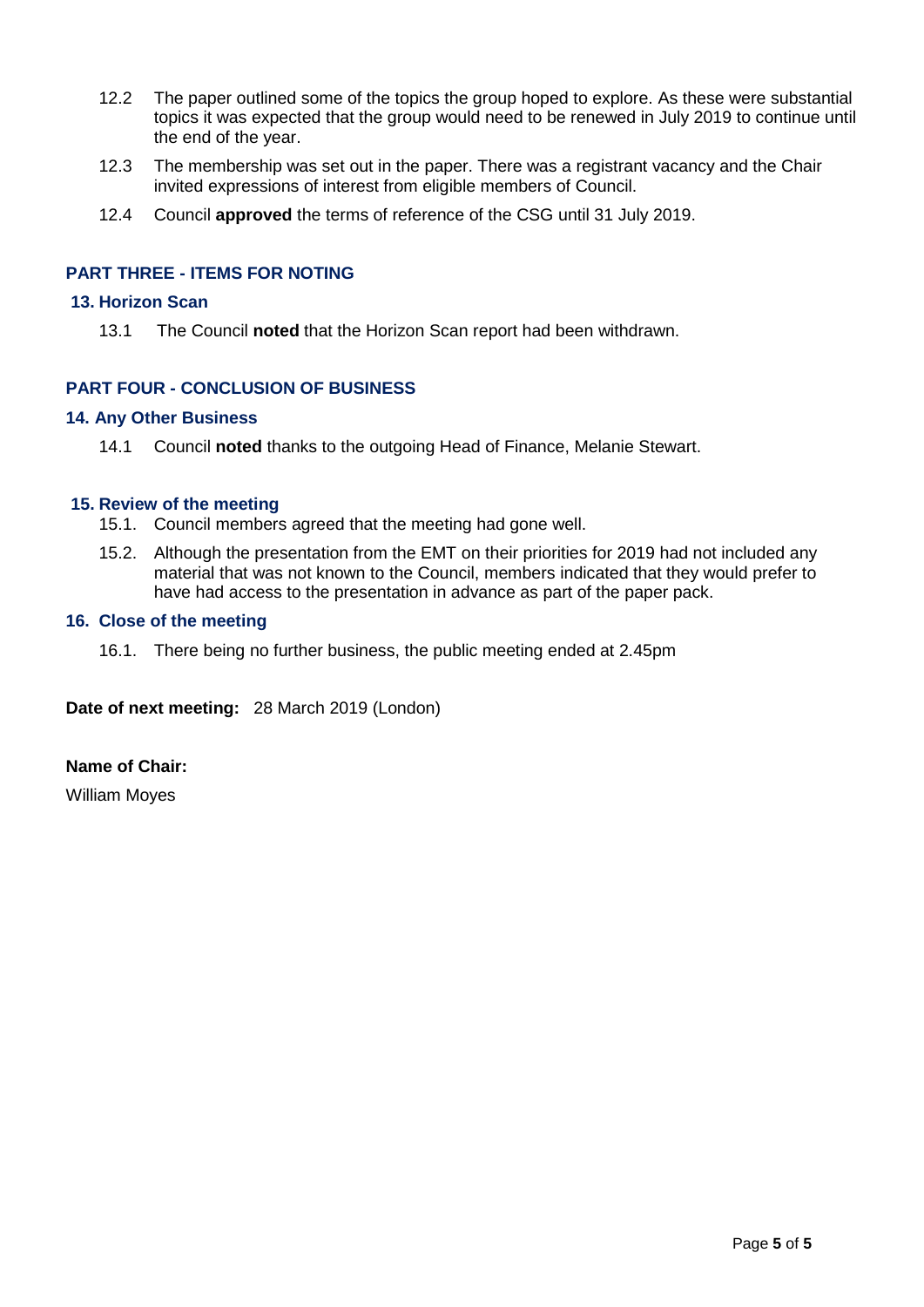12.2 The paper outlined some of the topics the group hoped to explore. As these were substantial topics it was expected that the group would need to be renewed in July 2019 to continue until the end of the year.

12.3 The membership was set out in the paper. There was a registrant vacancy and the Chair invited expressions of interest from eligible members of Council.

12.4 Council **approved** the terms of reference of the CSG until 31 July 2019.

## PART THREE - ITEMS FOR NOTING

### 13. Horizon Scan

13.1 The Council **noted** that the Horizon Scan report had been withdrawn.

## PART FOUR - CONCLUSION OF BUSINESS

### 14. Any Other Business

14.1 Council **noted** thanks to the outgoing Head of Finance, Melanie Stewart.

### 15. Review of the meeting

15.1. Council members agreed that the meeting had gone well.

15.2. Although the presentation from the EMT on their priorities for 2019 had not included any material that was not known to the Council, members indicated that they would prefer to have had access to the presentation in advance as part of the paper pack.

### 16. Close of the meeting

16.1. There being no further business, the public meeting ended at 2.45pm

**Date of next meeting:** 28 March 2019 (London)

**Name of Chair:**

William Moyes